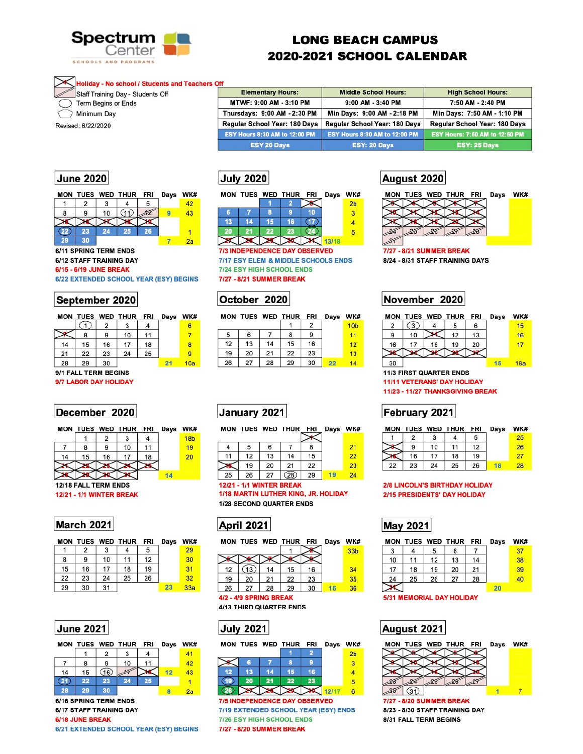# LONG BEACH CAMPUS
# 2020-2021 SCHOOL CALENDAR

Spectrum Center
SCHOOLS AND PROGRAMS

- Holiday - No school / Students and Teachers Off
- Staff Training Day - Students Off
- Term Begins or Ends
- Minimum Day

Revised: 6/22/2020

| Elementary Hours: | Middle School Hours: | High School Hours: |
|---|---|---|
| MTWF: 9:00 AM - 3:10 PM | 9:00 AM - 3:40 PM | 7:50 AM - 2:40 PM |
| Thursdays: 9:00 AM - 2:30 PM | Min Days: 9:00 AM - 2:18 PM | Min Days: 7:50 AM - 1:10 PM |
| Regular School Year: 180 Days | Regular School Year: 180 Days | Regular School Year: 180 Days |
| ESY Hours 8:30 AM to 12:00 PM | ESY Hours 8:30 AM to 12:00 PM | ESY Hours: 7:50 AM to 12:50 PM |
| ESY 20 Days | ESY: 20 Days | ESY: 25 Days |

## June 2020

| MON | TUES | WED | THUR | FRI | Days | WK# |
|---|---|---|---|---|---|---|
| 1 | 2 | 3 | 4 | 5 | | 42 |
| 8 | 9 | 10 | 11 | 12 | 9 | 43 |
| 15 | 16 | 17 | 18 | 19 | | |
| 22 | 23 | 24 | 25 | 26 | | 1 |
| 29 | 30 | | | | 7 | 2a |

6/11 SPRING TERM ENDS
6/12 STAFF TRAINING DAY
6/15 - 6/19 JUNE BREAK
6/22 EXTENDED SCHOOL YEAR (ESY) BEGINS

## July 2020

| MON | TUES | WED | THUR | FRI | Days | WK# |
|---|---|---|---|---|---|---|
| | | 1 | 2 | 3 | | 2b |
| 6 | 7 | 8 | 9 | 10 | | 3 |
| 13 | 14 | 15 | 16 | 17 | | 4 |
| 20 | 21 | 22 | 23 | 24 | | 5 |
| 27 | 28 | 29 | 30 | 31 | 13/18 | |

7/3 INDEPENDENCE DAY OBSERVED
7/17 ESY ELEM & MIDDLE SCHOOLS ENDS
7/24 ESY HIGH SCHOOL ENDS
7/27 - 8/21 SUMMER BREAK

## August 2020

| MON | TUES | WED | THUR | FRI | Days | WK# |
|---|---|---|---|---|---|---|
| 3 | 4 | 5 | 6 | 7 | | |
| 10 | 11 | 12 | 13 | 14 | | |
| 17 | 18 | 19 | 20 | 21 | | |
| 24 | 25 | 26 | 27 | 28 | | |
| 31 | | | | | | |

7/27 - 8/21 SUMMER BREAK
8/24 - 8/31 STAFF TRAINING DAYS

## September 2020

| MON | TUES | WED | THUR | FRI | Days | WK# |
|---|---|---|---|---|---|---|
| | 1 | 2 | 3 | 4 | | 6 |
| 7 | 8 | 9 | 10 | 11 | | 7 |
| 14 | 15 | 16 | 17 | 18 | | 8 |
| 21 | 22 | 23 | 24 | 25 | | 9 |
| 28 | 29 | 30 | | | 21 | 10a |

9/1 FALL TERM BEGINS
9/7 LABOR DAY HOLIDAY

## October 2020

| MON | TUES | WED | THUR | FRI | Days | WK# |
|---|---|---|---|---|---|---|
| | | | 1 | 2 | | 10b |
| 5 | 6 | 7 | 8 | 9 | | 11 |
| 12 | 13 | 14 | 15 | 16 | | 12 |
| 19 | 20 | 21 | 22 | 23 | | 13 |
| 26 | 27 | 28 | 29 | 30 | 22 | 14 |

## November 2020

| MON | TUES | WED | THUR | FRI | Days | WK# |
|---|---|---|---|---|---|---|
| 2 | 3 | 4 | 5 | 6 | | 15 |
| 9 | 10 | 11 | 12 | 13 | | 16 |
| 16 | 17 | 18 | 19 | 20 | | 17 |
| 23 | 24 | 25 | 26 | 27 | | |
| 30 | | | | | 15 | 18a |

11/3 FIRST QUARTER ENDS
11/11 VETERANS' DAY HOLIDAY
11/23 - 11/27 THANKSGIVING BREAK

## December 2020

| MON | TUES | WED | THUR | FRI | Days | WK# |
|---|---|---|---|---|---|---|
| | 1 | 2 | 3 | 4 | | 18b |
| 7 | 8 | 9 | 10 | 11 | | 19 |
| 14 | 15 | 16 | 17 | 18 | | 20 |
| 21 | 22 | 23 | 24 | 25 | | |
| 28 | 29 | 30 | 31 | | 14 | |

12/18 FALL TERM ENDS
12/21 - 1/1 WINTER BREAK

## January 2021

| MON | TUES | WED | THUR | FRI | Days | WK# |
|---|---|---|---|---|---|---|
| | | | | 1 | | |
| 4 | 5 | 6 | 7 | 8 | | 21 |
| 11 | 12 | 13 | 14 | 15 | | 22 |
| 18 | 19 | 20 | 21 | 22 | | 23 |
| 25 | 26 | 27 | 28 | 29 | 19 | 24 |

12/21 - 1/1 WINTER BREAK
1/18 MARTIN LUTHER KING, JR. HOLIDAY
1/28 SECOND QUARTER ENDS

## February 2021

| MON | TUES | WED | THUR | FRI | Days | WK# |
|---|---|---|---|---|---|---|
| 1 | 2 | 3 | 4 | 5 | | 25 |
| 8 | 9 | 10 | 11 | 12 | | 26 |
| 15 | 16 | 17 | 18 | 19 | | 27 |
| 22 | 23 | 24 | 25 | 26 | 18 | 28 |

2/8 LINCOLN'S BIRTHDAY HOLIDAY
2/15 PRESIDENTS' DAY HOLIDAY

## March 2021

| MON | TUES | WED | THUR | FRI | Days | WK# |
|---|---|---|---|---|---|---|
| 1 | 2 | 3 | 4 | 5 | | 29 |
| 8 | 9 | 10 | 11 | 12 | | 30 |
| 15 | 16 | 17 | 18 | 19 | | 31 |
| 22 | 23 | 24 | 25 | 26 | | 32 |
| 29 | 30 | 31 | | | 23 | 33a |

## April 2021

| MON | TUES | WED | THUR | FRI | Days | WK# |
|---|---|---|---|---|---|---|
| | | | 1 | 2 | | 33b |
| 5 | 6 | 7 | 8 | 9 | | |
| 12 | 13 | 14 | 15 | 16 | | 34 |
| 19 | 20 | 21 | 22 | 23 | | 35 |
| 26 | 27 | 28 | 29 | 30 | 16 | 36 |

4/2 - 4/9 SPRING BREAK
4/13 THIRD QUARTER ENDS

## May 2021

| MON | TUES | WED | THUR | FRI | Days | WK# |
|---|---|---|---|---|---|---|
| 3 | 4 | 5 | 6 | 7 | | 37 |
| 10 | 11 | 12 | 13 | 14 | | 38 |
| 17 | 18 | 19 | 20 | 21 | | 39 |
| 24 | 25 | 26 | 27 | 28 | | 40 |
| 31 | | | | | 20 | |

5/31 MEMORIAL DAY HOLIDAY

## June 2021

| MON | TUES | WED | THUR | FRI | Days | WK# |
|---|---|---|---|---|---|---|
| | 1 | 2 | 3 | 4 | | 41 |
| 7 | 8 | 9 | 10 | 11 | | 42 |
| 14 | 15 | 16 | 17 | 18 | 12 | 43 |
| 21 | 22 | 23 | 24 | 25 | | 1 |
| 28 | 29 | 30 | | | 8 | 2a |

6/16 SPRING TERM ENDS
6/17 STAFF TRAINING DAY
6/18 JUNE BREAK
6/21 EXTENDED SCHOOL YEAR (ESY) BEGINS

## July 2021

| MON | TUES | WED | THUR | FRI | Days | WK# |
|---|---|---|---|---|---|---|
| | | | 1 | 2 | | 2b |
| 5 | 6 | 7 | 8 | 9 | | 3 |
| 12 | 13 | 14 | 15 | 16 | | 4 |
| 19 | 20 | 21 | 22 | 23 | | 5 |
| 26 | 27 | 28 | 29 | 30 | 12/17 | 6 |

7/5 INDEPENDENCE DAY OBSERVED
7/19 EXTENDED SCHOOL YEAR (ESY) ENDS
7/26 ESY HIGH SCHOOL ENDS
7/27 - 8/20 SUMMER BREAK

## August 2021

| MON | TUES | WED | THUR | FRI | Days | WK# |
|---|---|---|---|---|---|---|
| 2 | 3 | 4 | 5 | 6 | | |
| 9 | 10 | 11 | 12 | 13 | | |
| 16 | 17 | 18 | 19 | 20 | | |
| 23 | 24 | 25 | 26 | 27 | | |
| 30 | 31 | | | | 1 | 7 |

7/27 - 8/20 SUMMER BREAK
8/23 - 8/30 STAFF TRAINING DAY
8/31 FALL TERM BEGINS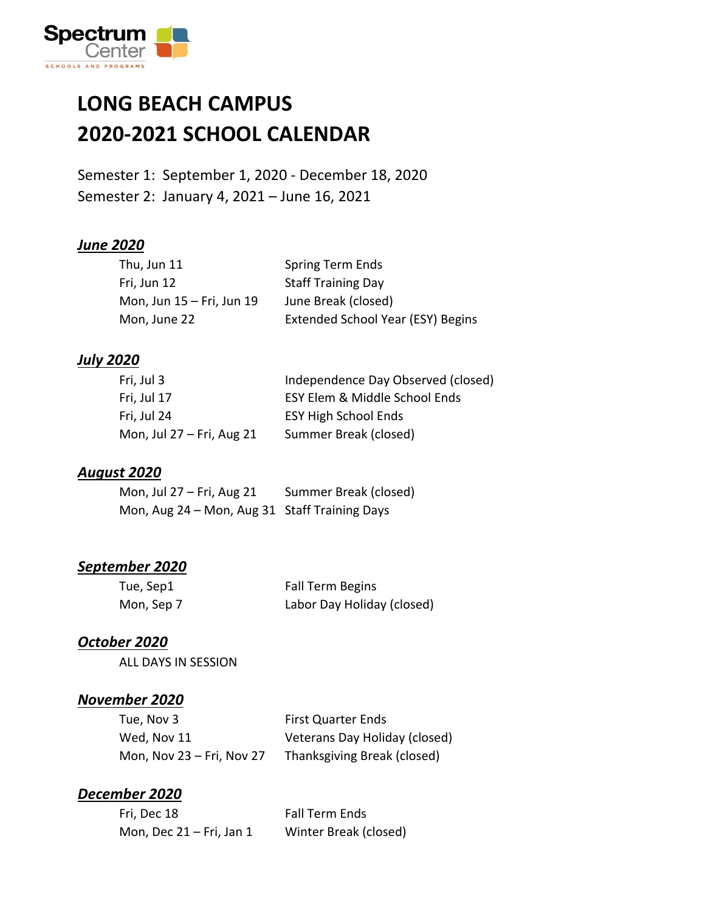Spectrum Center
SCHOOLS AND PROGRAMS

# LONG BEACH CAMPUS
# 2020-2021 SCHOOL CALENDAR

Semester 1: September 1, 2020 - December 18, 2020
Semester 2: January 4, 2021 – June 16, 2021

### ***June 2020***

| | |
|---|---|
| Thu, Jun 11 | Spring Term Ends |
| Fri, Jun 12 | Staff Training Day |
| Mon, Jun 15 – Fri, Jun 19 | June Break (closed) |
| Mon, June 22 | Extended School Year (ESY) Begins |

### ***July 2020***

| | |
|---|---|
| Fri, Jul 3 | Independence Day Observed (closed) |
| Fri, Jul 17 | ESY Elem & Middle School Ends |
| Fri, Jul 24 | ESY High School Ends |
| Mon, Jul 27 – Fri, Aug 21 | Summer Break (closed) |

### ***August 2020***

| | |
|---|---|
| Mon, Jul 27 – Fri, Aug 21 | Summer Break (closed) |
| Mon, Aug 24 – Mon, Aug 31 | Staff Training Days |

### ***September 2020***

| | |
|---|---|
| Tue, Sep1 | Fall Term Begins |
| Mon, Sep 7 | Labor Day Holiday (closed) |

### ***October 2020***

ALL DAYS IN SESSION

### ***November 2020***

| | |
|---|---|
| Tue, Nov 3 | First Quarter Ends |
| Wed, Nov 11 | Veterans Day Holiday (closed) |
| Mon, Nov 23 – Fri, Nov 27 | Thanksgiving Break (closed) |

### ***December 2020***

| | |
|---|---|
| Fri, Dec 18 | Fall Term Ends |
| Mon, Dec 21 – Fri, Jan 1 | Winter Break (closed) |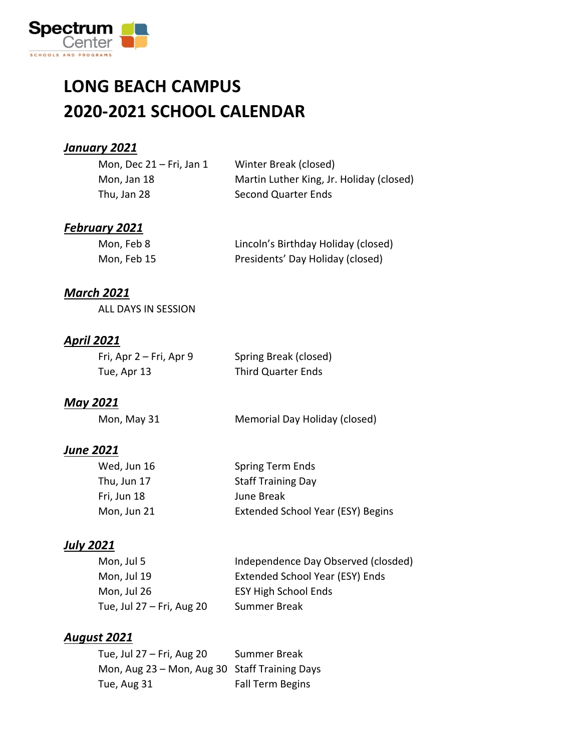Spectrum Center
SCHOOLS AND PROGRAMS

# LONG BEACH CAMPUS
# 2020-2021 SCHOOL CALENDAR

### ***January 2021***

| | |
|---|---|
| Mon, Dec 21 – Fri, Jan 1 | Winter Break (closed) |
| Mon, Jan 18 | Martin Luther King, Jr. Holiday (closed) |
| Thu, Jan 28 | Second Quarter Ends |

### ***February 2021***

| | |
|---|---|
| Mon, Feb 8 | Lincoln's Birthday Holiday (closed) |
| Mon, Feb 15 | Presidents' Day Holiday (closed) |

### ***March 2021***

ALL DAYS IN SESSION

### ***April 2021***

| | |
|---|---|
| Fri, Apr 2 – Fri, Apr 9 | Spring Break (closed) |
| Tue, Apr 13 | Third Quarter Ends |

### ***May 2021***

| | |
|---|---|
| Mon, May 31 | Memorial Day Holiday (closed) |

### ***June 2021***

| | |
|---|---|
| Wed, Jun 16 | Spring Term Ends |
| Thu, Jun 17 | Staff Training Day |
| Fri, Jun 18 | June Break |
| Mon, Jun 21 | Extended School Year (ESY) Begins |

### ***July 2021***

| | |
|---|---|
| Mon, Jul 5 | Independence Day Observed (closded) |
| Mon, Jul 19 | Extended School Year (ESY) Ends |
| Mon, Jul 26 | ESY High School Ends |
| Tue, Jul 27 – Fri, Aug 20 | Summer Break |

### ***August 2021***

| | |
|---|---|
| Tue, Jul 27 – Fri, Aug 20 | Summer Break |
| Mon, Aug 23 – Mon, Aug 30 | Staff Training Days |
| Tue, Aug 31 | Fall Term Begins |